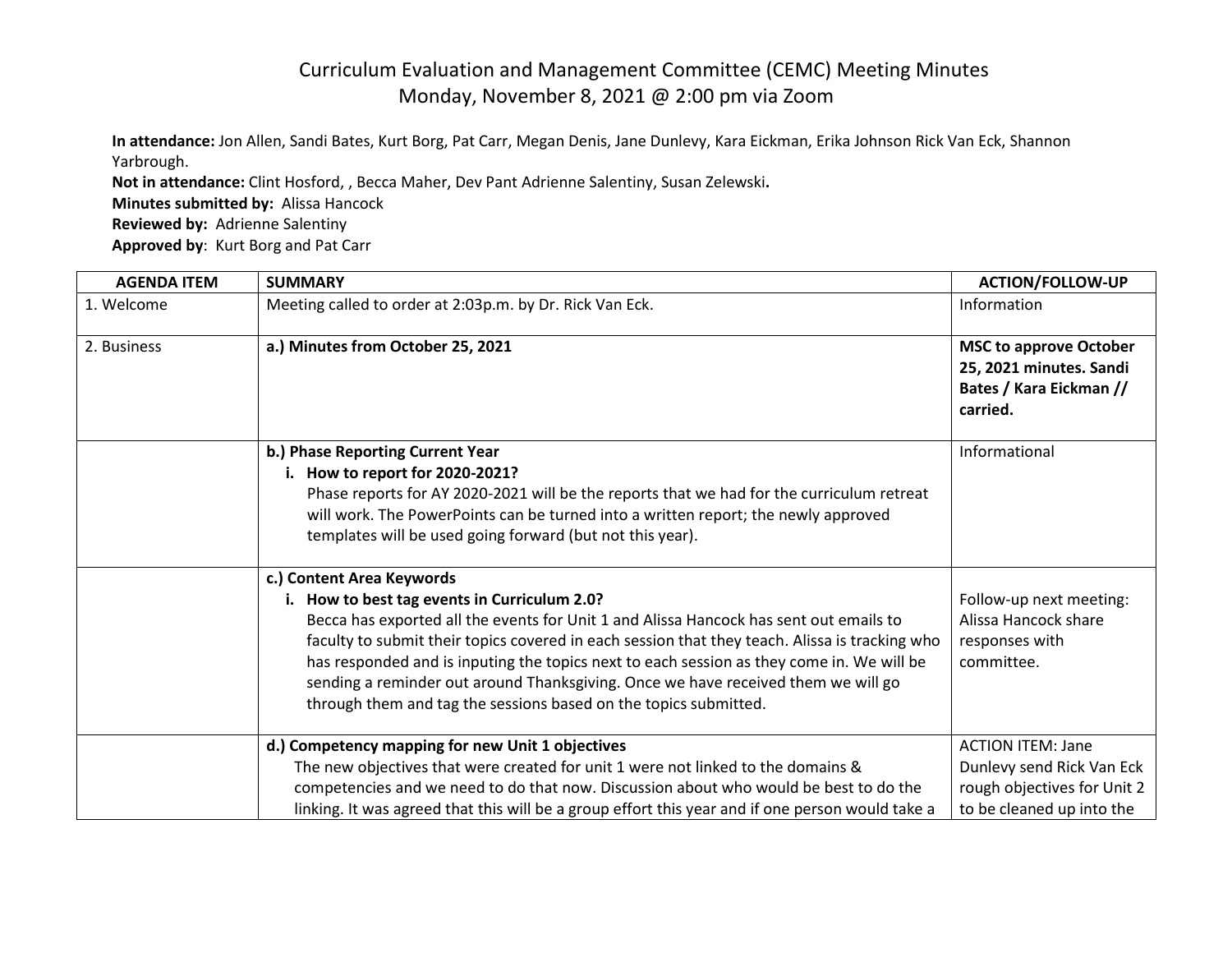# Curriculum Evaluation and Management Committee (CEMC) Meeting Minutes
## Monday, November 8, 2021 @ 2:00 pm via Zoom

**In attendance:** Jon Allen, Sandi Bates, Kurt Borg, Pat Carr, Megan Denis, Jane Dunlevy, Kara Eickman, Erika Johnson Rick Van Eck, Shannon Yarbrough.
**Not in attendance:** Clint Hosford, , Becca Maher, Dev Pant Adrienne Salentiny, Susan Zelewski**.**
**Minutes submitted by:** Alissa Hancock
**Reviewed by:** Adrienne Salentiny
**Approved by**: Kurt Borg and Pat Carr

| AGENDA ITEM | SUMMARY | ACTION/FOLLOW-UP |
|---|---|---|
| 1. Welcome | Meeting called to order at 2:03p.m. by Dr. Rick Van Eck. | Information |
| 2. Business | **a.) Minutes from October 25, 2021** | **MSC to approve October 25, 2021 minutes. Sandi Bates / Kara Eickman // carried.** |
| | **b.) Phase Reporting Current Year**<br>**i. How to report for 2020-2021?**<br>Phase reports for AY 2020-2021 will be the reports that we had for the curriculum retreat will work. The PowerPoints can be turned into a written report; the newly approved templates will be used going forward (but not this year). | Informational |
| | **c.) Content Area Keywords**<br>**i. How to best tag events in Curriculum 2.0?**<br>Becca has exported all the events for Unit 1 and Alissa Hancock has sent out emails to faculty to submit their topics covered in each session that they teach. Alissa is tracking who has responded and is inputing the topics next to each session as they come in. We will be sending a reminder out around Thanksgiving. Once we have received them we will go through them and tag the sessions based on the topics submitted. | Follow-up next meeting: Alissa Hancock share responses with committee. |
| | **d.) Competency mapping for new Unit 1 objectives**<br>The new objectives that were created for unit 1 were not linked to the domains & competencies and we need to do that now. Discussion about who would be best to do the linking. It was agreed that this will be a group effort this year and if one person would take a | ACTION ITEM: Jane Dunlevy send Rick Van Eck rough objectives for Unit 2 to be cleaned up into the |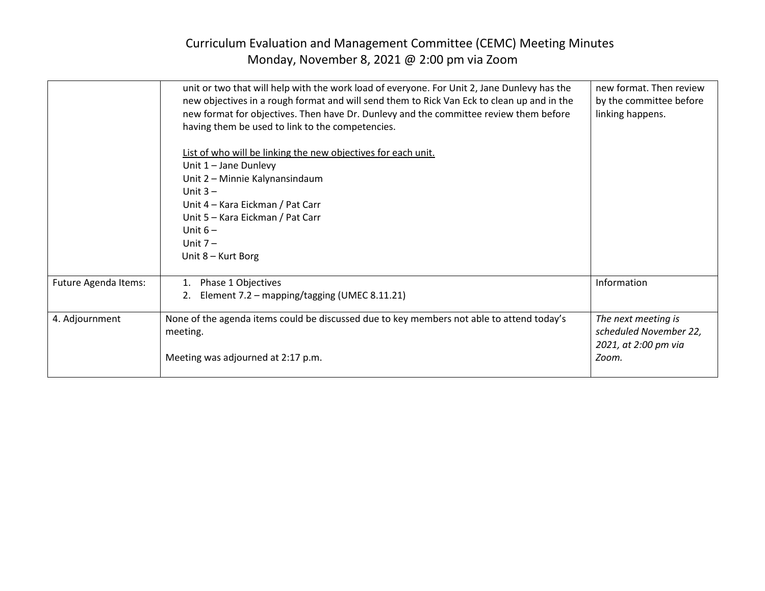# Curriculum Evaluation and Management Committee (CEMC) Meeting Minutes
## Monday, November 8, 2021 @ 2:00 pm via Zoom

| | | |
|---|---|---|
| | unit or two that will help with the work load of everyone. For Unit 2, Jane Dunlevy has the new objectives in a rough format and will send them to Rick Van Eck to clean up and in the new format for objectives. Then have Dr. Dunlevy and the committee review them before having them be used to link to the competencies.<br><br><u>List of who will be linking the new objectives for each unit.</u><br>Unit 1 – Jane Dunlevy<br>Unit 2 – Minnie Kalynansindaum<br>Unit 3 –<br>Unit 4 – Kara Eickman / Pat Carr<br>Unit 5 – Kara Eickman / Pat Carr<br>Unit 6 –<br>Unit 7 –<br>Unit 8 – Kurt Borg | new format. Then review by the committee before linking happens. |
| Future Agenda Items: | 1. Phase 1 Objectives<br>2. Element 7.2 – mapping/tagging (UMEC 8.11.21) | Information |
| 4. Adjournment | None of the agenda items could be discussed due to key members not able to attend today's meeting.<br><br>Meeting was adjourned at 2:17 p.m. | *The next meeting is scheduled November 22, 2021, at 2:00 pm via Zoom.* |